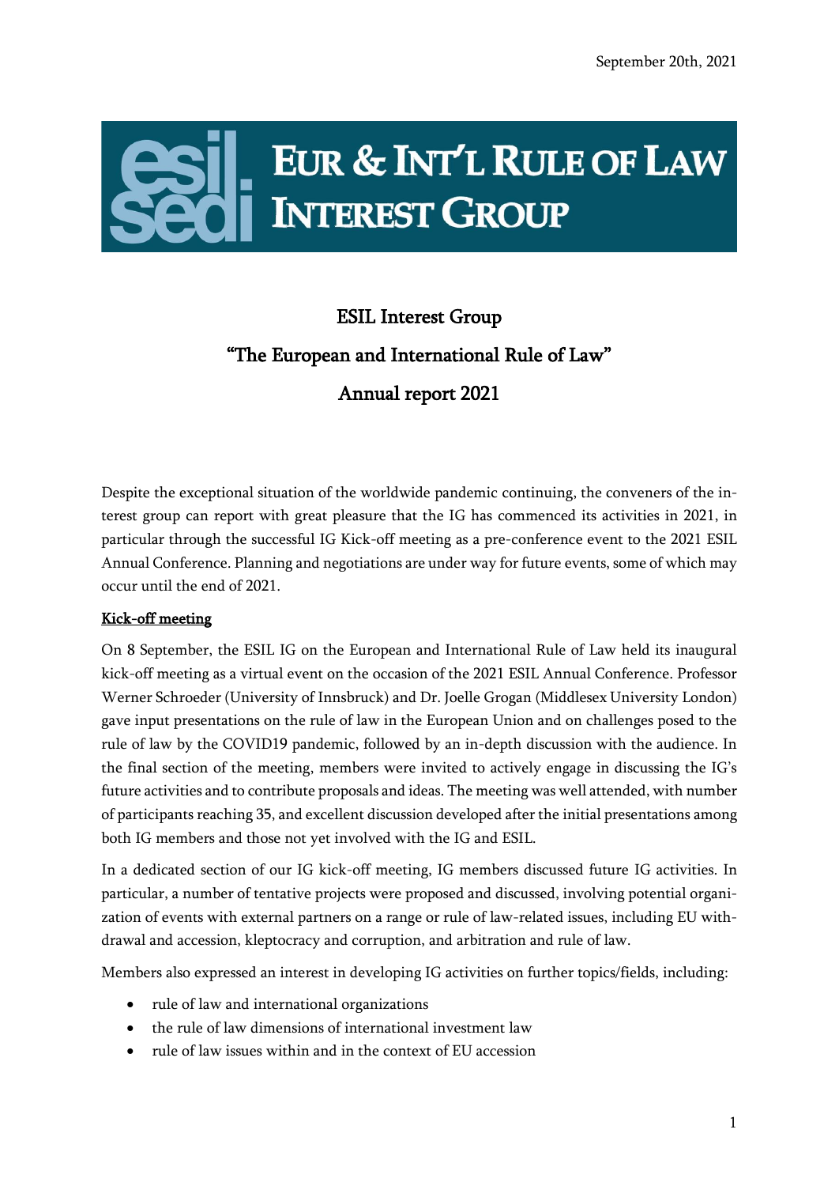September 20th, 2021

# EUR & INT'L RULE OF LAW INTEREST GROUP

## ESIL Interest Group

## "The European and International Rule of Law"

## Annual report 2021

Despite the exceptional situation of the worldwide pandemic continuing, the conveners of the interest group can report with great pleasure that the IG has commenced its activities in 2021, in particular through the successful IG Kick-off meeting as a pre-conference event to the 2021 ESIL Annual Conference. Planning and negotiations are under way for future events, some of which may occur until the end of 2021.

### Kick-off meeting

On 8 September, the ESIL IG on the European and International Rule of Law held its inaugural kick-off meeting as a virtual event on the occasion of the 2021 ESIL Annual Conference. Professor Werner Schroeder (University of Innsbruck) and Dr. Joelle Grogan (Middlesex University London) gave input presentations on the rule of law in the European Union and on challenges posed to the rule of law by the COVID19 pandemic, followed by an in-depth discussion with the audience. In the final section of the meeting, members were invited to actively engage in discussing the IG's future activities and to contribute proposals and ideas. The meeting was well attended, with number of participants reaching 35, and excellent discussion developed after the initial presentations among both IG members and those not yet involved with the IG and ESIL.

In a dedicated section of our IG kick-off meeting, IG members discussed future IG activities. In particular, a number of tentative projects were proposed and discussed, involving potential organization of events with external partners on a range or rule of law-related issues, including EU withdrawal and accession, kleptocracy and corruption, and arbitration and rule of law.

Members also expressed an interest in developing IG activities on further topics/fields, including:

- rule of law and international organizations
- the rule of law dimensions of international investment law
- rule of law issues within and in the context of EU accession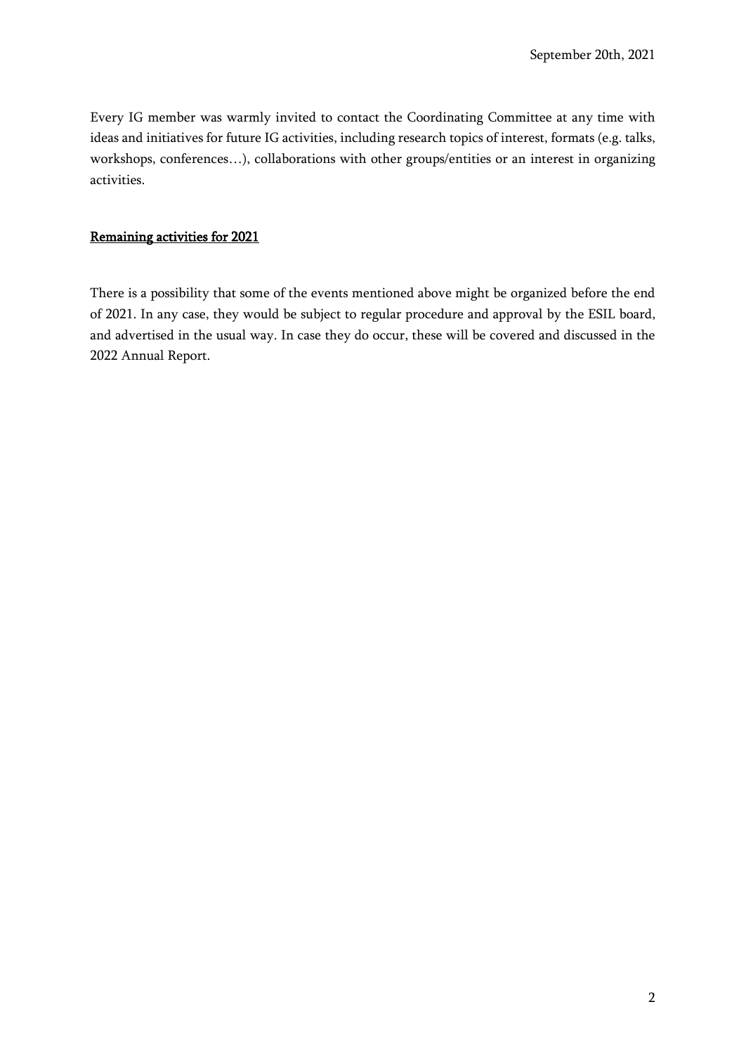September 20th, 2021

Every IG member was warmly invited to contact the Coordinating Committee at any time with ideas and initiatives for future IG activities, including research topics of interest, formats (e.g. talks, workshops, conferences…), collaborations with other groups/entities or an interest in organizing activities.

## Remaining activities for 2021

There is a possibility that some of the events mentioned above might be organized before the end of 2021. In any case, they would be subject to regular procedure and approval by the ESIL board, and advertised in the usual way. In case they do occur, these will be covered and discussed in the 2022 Annual Report.